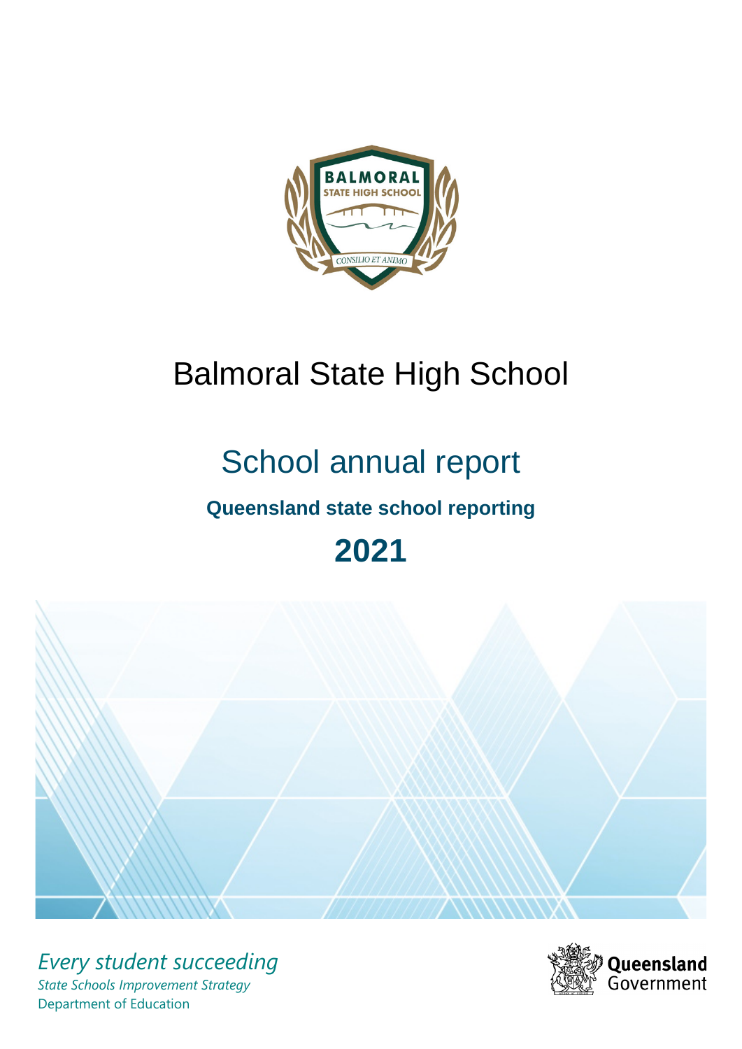# Balmoral State High School

## School annual report

**Queensland state school reporting**

**2021**

*Every student succeeding*

*State Schools Improvement Strategy*

Department of Education

Queensland Government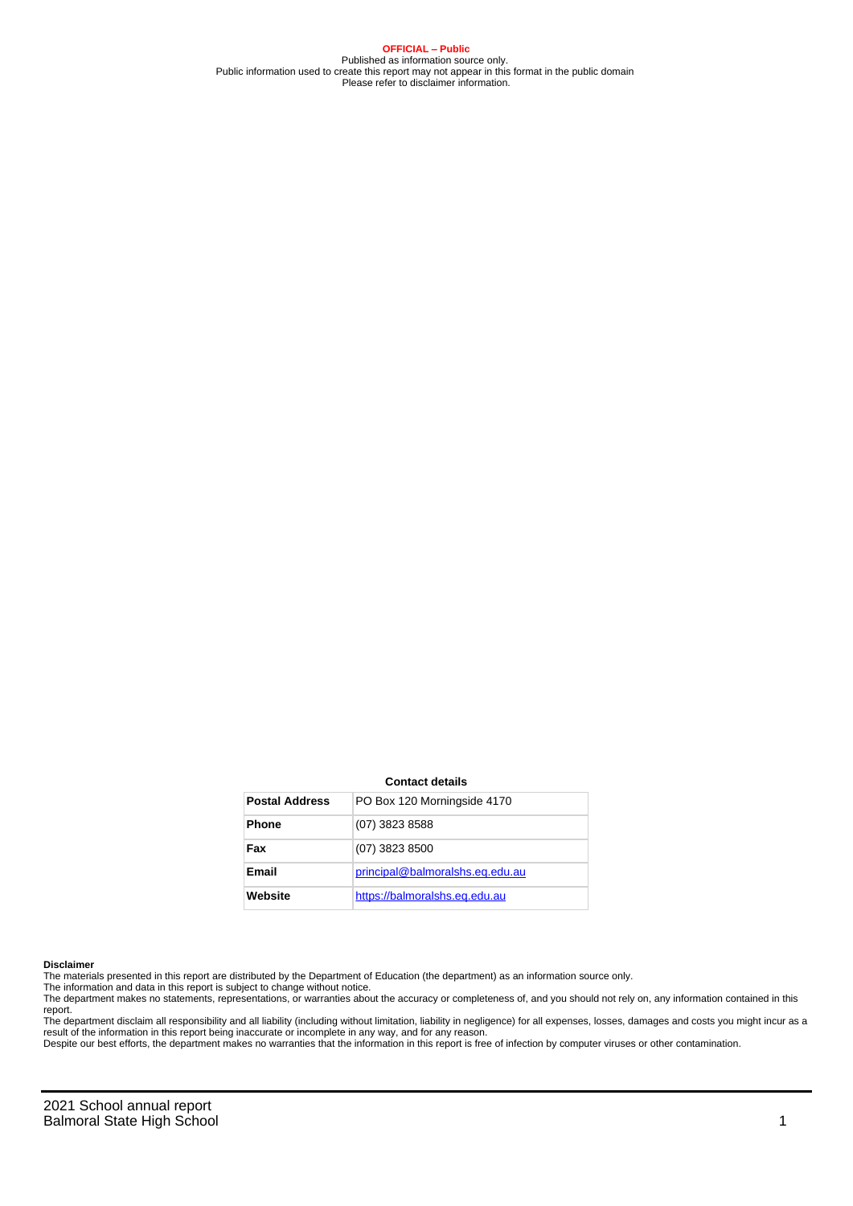**OFFICIAL – Public**
Published as information source only.
Public information used to create this report may not appear in this format in the public domain
Please refer to disclaimer information.

**Contact details**

| | |
|---|---|
| **Postal Address** | PO Box 120 Morningside 4170 |
| **Phone** | (07) 3823 8588 |
| **Fax** | (07) 3823 8500 |
| **Email** | principal@balmoralshs.eq.edu.au |
| **Website** | https://balmoralshs.eq.edu.au |

**Disclaimer**

The materials presented in this report are distributed by the Department of Education (the department) as an information source only.

The information and data in this report is subject to change without notice.

The department makes no statements, representations, or warranties about the accuracy or completeness of, and you should not rely on, any information contained in this report.

The department disclaim all responsibility and all liability (including without limitation, liability in negligence) for all expenses, losses, damages and costs you might incur as a result of the information in this report being inaccurate or incomplete in any way, and for any reason.

Despite our best efforts, the department makes no warranties that the information in this report is free of infection by computer viruses or other contamination.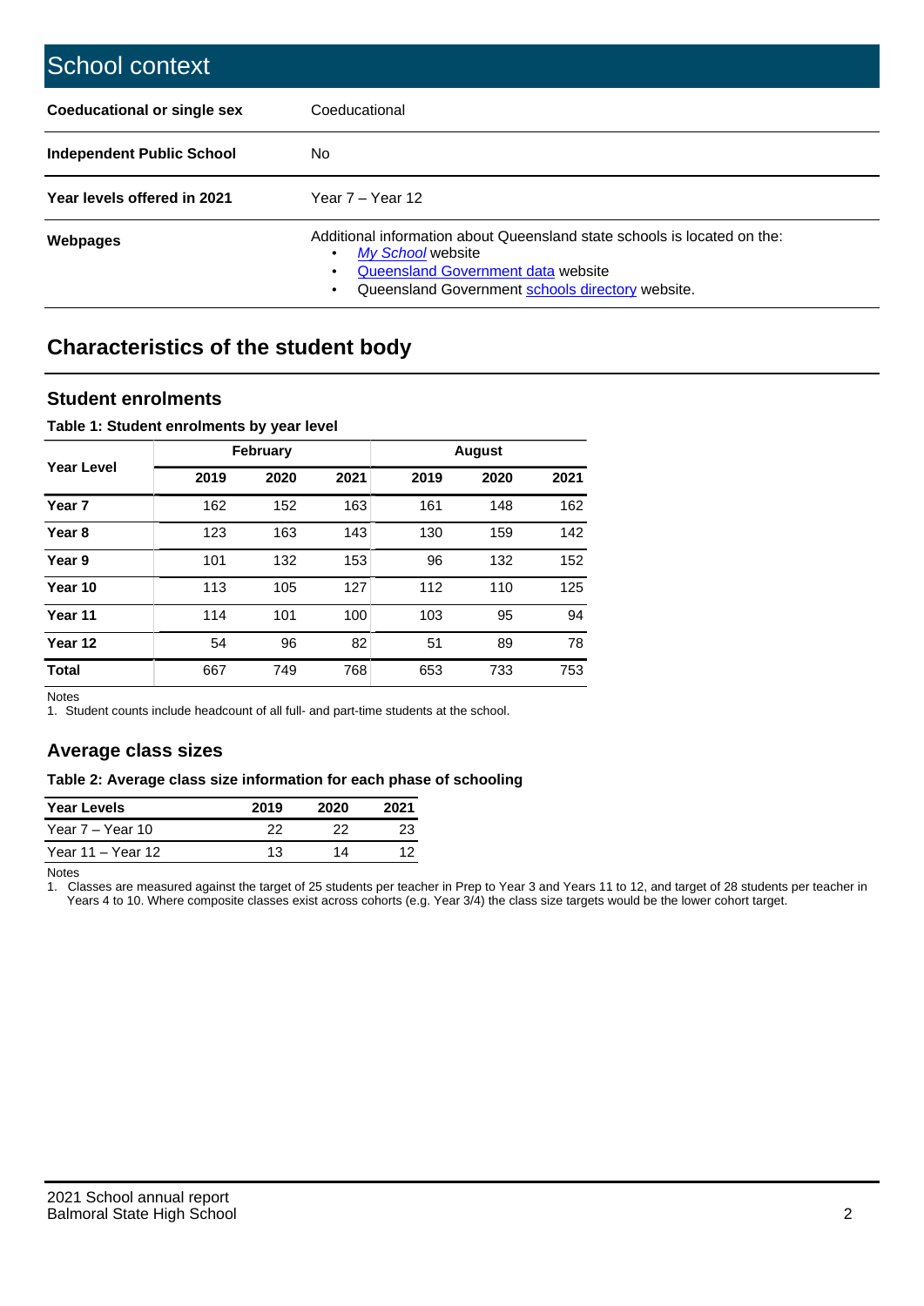## School context

| | |
|---|---|
| **Coeducational or single sex** | Coeducational |
| **Independent Public School** | No |
| **Year levels offered in 2021** | Year 7 – Year 12 |
| **Webpages** | Additional information about Queensland state schools is located on the: • *My School* website • Queensland Government data website • Queensland Government schools directory website. |

## Characteristics of the student body

### Student enrolments

**Table 1: Student enrolments by year level**

| Year Level | February | | | August | | |
|---|---|---|---|---|---|---|
| | 2019 | 2020 | 2021 | 2019 | 2020 | 2021 |
| **Year 7** | 162 | 152 | 163 | 161 | 148 | 162 |
| **Year 8** | 123 | 163 | 143 | 130 | 159 | 142 |
| **Year 9** | 101 | 132 | 153 | 96 | 132 | 152 |
| **Year 10** | 113 | 105 | 127 | 112 | 110 | 125 |
| **Year 11** | 114 | 101 | 100 | 103 | 95 | 94 |
| **Year 12** | 54 | 96 | 82 | 51 | 89 | 78 |
| **Total** | 667 | 749 | 768 | 653 | 733 | 753 |

Notes

1. Student counts include headcount of all full- and part-time students at the school.

### Average class sizes

**Table 2: Average class size information for each phase of schooling**

| Year Levels | 2019 | 2020 | 2021 |
|---|---|---|---|
| Year 7 – Year 10 | 22 | 22 | 23 |
| Year 11 – Year 12 | 13 | 14 | 12 |

Notes

1. Classes are measured against the target of 25 students per teacher in Prep to Year 3 and Years 11 to 12, and target of 28 students per teacher in Years 4 to 10. Where composite classes exist across cohorts (e.g. Year 3/4) the class size targets would be the lower cohort target.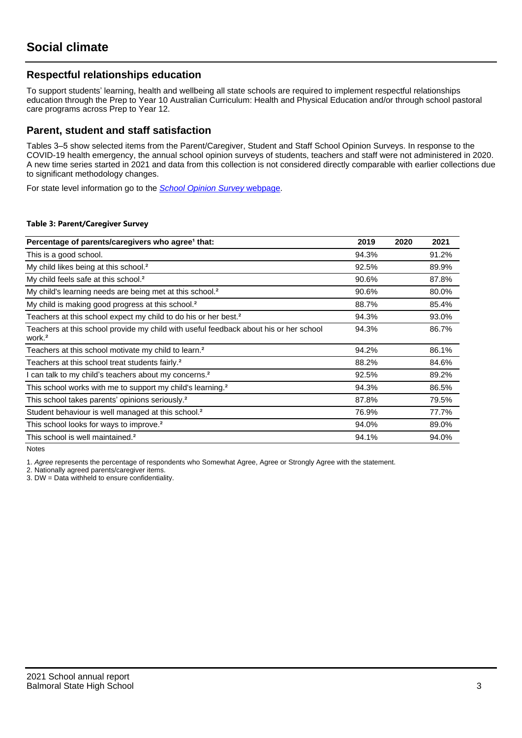# Social climate

## Respectful relationships education

To support students' learning, health and wellbeing all state schools are required to implement respectful relationships education through the Prep to Year 10 Australian Curriculum: Health and Physical Education and/or through school pastoral care programs across Prep to Year 12.

## Parent, student and staff satisfaction

Tables 3–5 show selected items from the Parent/Caregiver, Student and Staff School Opinion Surveys. In response to the COVID-19 health emergency, the annual school opinion surveys of students, teachers and staff were not administered in 2020. A new time series started in 2021 and data from this collection is not considered directly comparable with earlier collections due to significant methodology changes.

For state level information go to the *School Opinion Survey* webpage.

**Table 3: Parent/Caregiver Survey**

| Percentage of parents/caregivers who agree[1] that: | 2019 | 2020 | 2021 |
|---|---|---|---|
| This is a good school. | 94.3% | | 91.2% |
| My child likes being at this school.[2] | 92.5% | | 89.9% |
| My child feels safe at this school.[2] | 90.6% | | 87.8% |
| My child's learning needs are being met at this school.[2] | 90.6% | | 80.0% |
| My child is making good progress at this school.[2] | 88.7% | | 85.4% |
| Teachers at this school expect my child to do his or her best.[2] | 94.3% | | 93.0% |
| Teachers at this school provide my child with useful feedback about his or her school work.[2] | 94.3% | | 86.7% |
| Teachers at this school motivate my child to learn.[2] | 94.2% | | 86.1% |
| Teachers at this school treat students fairly.[2] | 88.2% | | 84.6% |
| I can talk to my child's teachers about my concerns.[2] | 92.5% | | 89.2% |
| This school works with me to support my child's learning.[2] | 94.3% | | 86.5% |
| This school takes parents' opinions seriously.[2] | 87.8% | | 79.5% |
| Student behaviour is well managed at this school.[2] | 76.9% | | 77.7% |
| This school looks for ways to improve.[2] | 94.0% | | 89.0% |
| This school is well maintained.[2] | 94.1% | | 94.0% |

Notes

1. *Agree* represents the percentage of respondents who Somewhat Agree, Agree or Strongly Agree with the statement.
2. Nationally agreed parents/caregiver items.
3. DW = Data withheld to ensure confidentiality.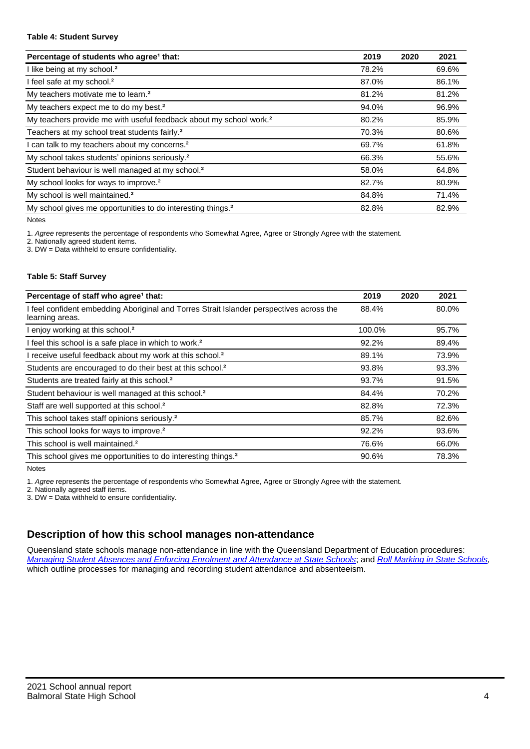**Table 4: Student Survey**

| Percentage of students who agree[1] that: | 2019 | 2020 | 2021 |
|---|---|---|---|
| I like being at my school.[2] | 78.2% | | 69.6% |
| I feel safe at my school.[2] | 87.0% | | 86.1% |
| My teachers motivate me to learn.[2] | 81.2% | | 81.2% |
| My teachers expect me to do my best.[2] | 94.0% | | 96.9% |
| My teachers provide me with useful feedback about my school work.[2] | 80.2% | | 85.9% |
| Teachers at my school treat students fairly.[2] | 70.3% | | 80.6% |
| I can talk to my teachers about my concerns.[2] | 69.7% | | 61.8% |
| My school takes students' opinions seriously.[2] | 66.3% | | 55.6% |
| Student behaviour is well managed at my school.[2] | 58.0% | | 64.8% |
| My school looks for ways to improve.[2] | 82.7% | | 80.9% |
| My school is well maintained.[2] | 84.8% | | 71.4% |
| My school gives me opportunities to do interesting things.[2] | 82.8% | | 82.9% |

Notes

1. *Agree* represents the percentage of respondents who Somewhat Agree, Agree or Strongly Agree with the statement.
2. Nationally agreed student items.
3. DW = Data withheld to ensure confidentiality.

**Table 5: Staff Survey**

| Percentage of staff who agree[1] that: | 2019 | 2020 | 2021 |
|---|---|---|---|
| I feel confident embedding Aboriginal and Torres Strait Islander perspectives across the learning areas. | 88.4% | | 80.0% |
| I enjoy working at this school.[2] | 100.0% | | 95.7% |
| I feel this school is a safe place in which to work.[2] | 92.2% | | 89.4% |
| I receive useful feedback about my work at this school.[2] | 89.1% | | 73.9% |
| Students are encouraged to do their best at this school.[2] | 93.8% | | 93.3% |
| Students are treated fairly at this school.[2] | 93.7% | | 91.5% |
| Student behaviour is well managed at this school.[2] | 84.4% | | 70.2% |
| Staff are well supported at this school.[2] | 82.8% | | 72.3% |
| This school takes staff opinions seriously.[2] | 85.7% | | 82.6% |
| This school looks for ways to improve.[2] | 92.2% | | 93.6% |
| This school is well maintained.[2] | 76.6% | | 66.0% |
| This school gives me opportunities to do interesting things.[2] | 90.6% | | 78.3% |

Notes

1. *Agree* represents the percentage of respondents who Somewhat Agree, Agree or Strongly Agree with the statement.
2. Nationally agreed staff items.
3. DW = Data withheld to ensure confidentiality.

## Description of how this school manages non-attendance

Queensland state schools manage non-attendance in line with the Queensland Department of Education procedures: *Managing Student Absences and Enforcing Enrolment and Attendance at State Schools*; and *Roll Marking in State Schools*, which outline processes for managing and recording student attendance and absenteeism.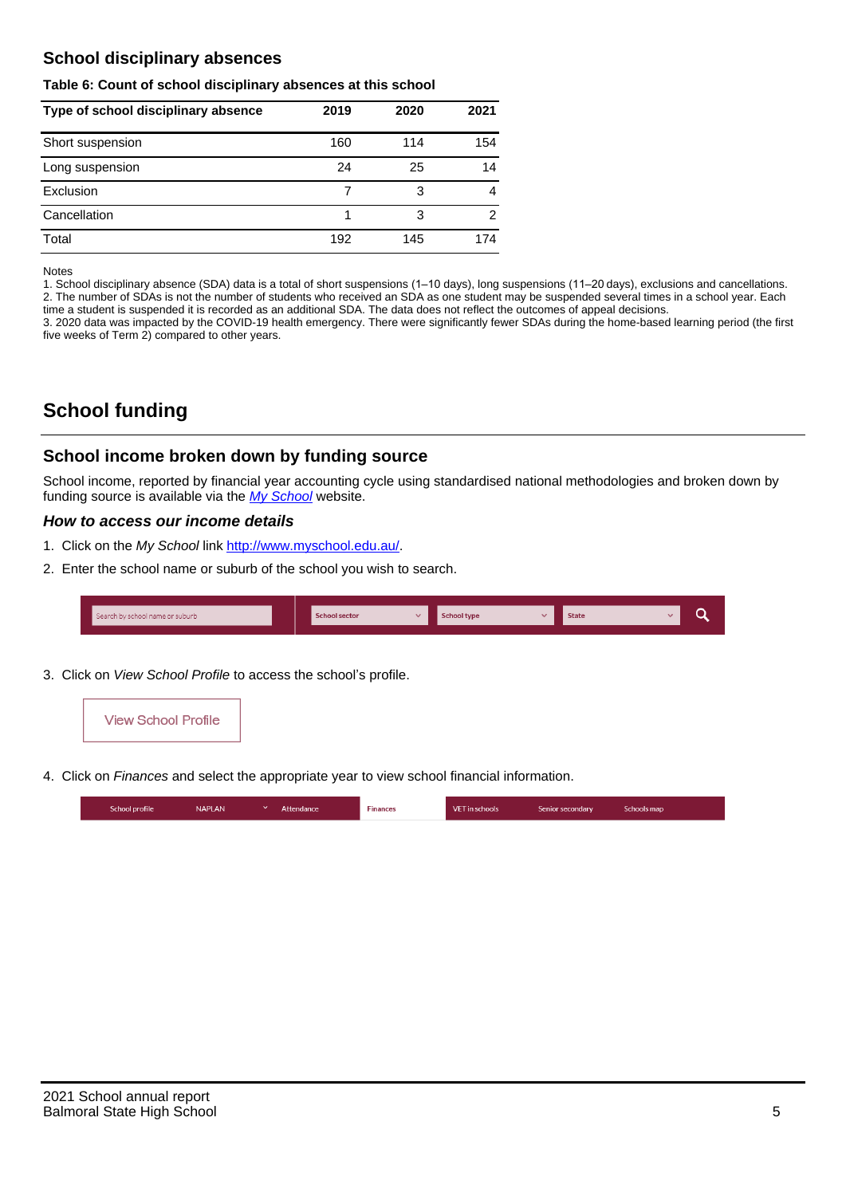## School disciplinary absences

**Table 6: Count of school disciplinary absences at this school**

| Type of school disciplinary absence | 2019 | 2020 | 2021 |
|---|---|---|---|
| Short suspension | 160 | 114 | 154 |
| Long suspension | 24 | 25 | 14 |
| Exclusion | 7 | 3 | 4 |
| Cancellation | 1 | 3 | 2 |
| Total | 192 | 145 | 174 |

Notes

1. School disciplinary absence (SDA) data is a total of short suspensions (1–10 days), long suspensions (11–20 days), exclusions and cancellations.
2. The number of SDAs is not the number of students who received an SDA as one student may be suspended several times in a school year. Each time a student is suspended it is recorded as an additional SDA. The data does not reflect the outcomes of appeal decisions.
3. 2020 data was impacted by the COVID-19 health emergency. There were significantly fewer SDAs during the home-based learning period (the first five weeks of Term 2) compared to other years.

# School funding

## School income broken down by funding source

School income, reported by financial year accounting cycle using standardised national methodologies and broken down by funding source is available via the *My School* website.

### *How to access our income details*

1. Click on the *My School* link http://www.myschool.edu.au/.
2. Enter the school name or suburb of the school you wish to search.

Search by school name or suburb | School sector | School type | State

3. Click on *View School Profile* to access the school's profile.

View School Profile

4. Click on *Finances* and select the appropriate year to view school financial information.

School profile | NAPLAN | Attendance | Finances | VET in schools | Senior secondary | Schools map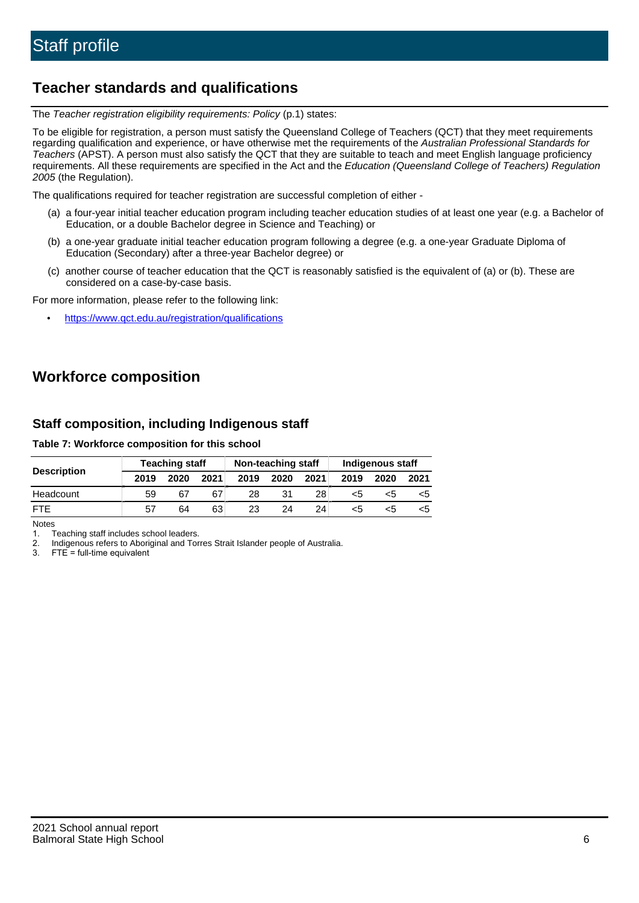# Staff profile

## Teacher standards and qualifications

The *Teacher registration eligibility requirements: Policy* (p.1) states:

To be eligible for registration, a person must satisfy the Queensland College of Teachers (QCT) that they meet requirements regarding qualification and experience, or have otherwise met the requirements of the *Australian Professional Standards for Teachers* (APST). A person must also satisfy the QCT that they are suitable to teach and meet English language proficiency requirements. All these requirements are specified in the Act and the *Education (Queensland College of Teachers) Regulation 2005* (the Regulation).

The qualifications required for teacher registration are successful completion of either -

(a) a four-year initial teacher education program including teacher education studies of at least one year (e.g. a Bachelor of Education, or a double Bachelor degree in Science and Teaching) or

(b) a one-year graduate initial teacher education program following a degree (e.g. a one-year Graduate Diploma of Education (Secondary) after a three-year Bachelor degree) or

(c) another course of teacher education that the QCT is reasonably satisfied is the equivalent of (a) or (b). These are considered on a case-by-case basis.

For more information, please refer to the following link:

- https://www.qct.edu.au/registration/qualifications

## Workforce composition

### Staff composition, including Indigenous staff

**Table 7: Workforce composition for this school**

| Description | Teaching staff | | | Non-teaching staff | | | Indigenous staff | | |
|---|---|---|---|---|---|---|---|---|---|
| | 2019 | 2020 | 2021 | 2019 | 2020 | 2021 | 2019 | 2020 | 2021 |
| Headcount | 59 | 67 | 67 | 28 | 31 | 28 | <5 | <5 | <5 |
| FTE | 57 | 64 | 63 | 23 | 24 | 24 | <5 | <5 | <5 |

Notes
1. Teaching staff includes school leaders.
2. Indigenous refers to Aboriginal and Torres Strait Islander people of Australia.
3. FTE = full-time equivalent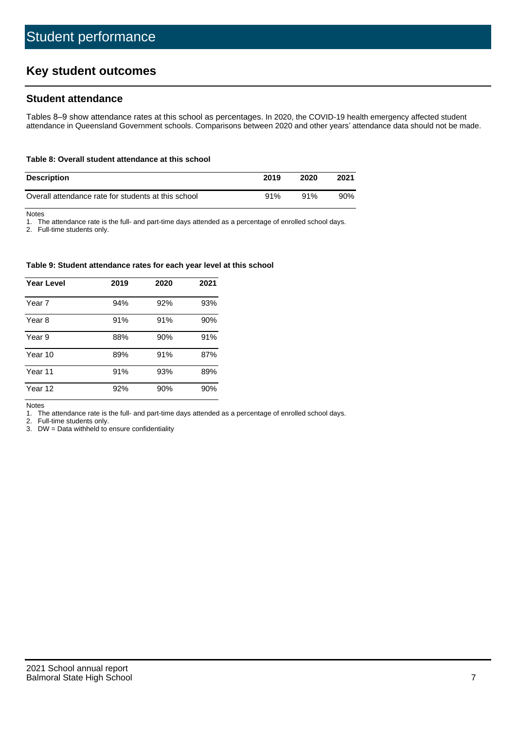# Student performance

## Key student outcomes

### Student attendance

Tables 8–9 show attendance rates at this school as percentages. In 2020, the COVID-19 health emergency affected student attendance in Queensland Government schools. Comparisons between 2020 and other years' attendance data should not be made.

**Table 8: Overall student attendance at this school**

| Description | 2019 | 2020 | 2021 |
|---|---|---|---|
| Overall attendance rate for students at this school | 91% | 91% | 90% |

Notes

1. The attendance rate is the full- and part-time days attended as a percentage of enrolled school days.
2. Full-time students only.

**Table 9: Student attendance rates for each year level at this school**

| Year Level | 2019 | 2020 | 2021 |
|---|---|---|---|
| Year 7 | 94% | 92% | 93% |
| Year 8 | 91% | 91% | 90% |
| Year 9 | 88% | 90% | 91% |
| Year 10 | 89% | 91% | 87% |
| Year 11 | 91% | 93% | 89% |
| Year 12 | 92% | 90% | 90% |

Notes

1. The attendance rate is the full- and part-time days attended as a percentage of enrolled school days.
2. Full-time students only.
3. DW = Data withheld to ensure confidentiality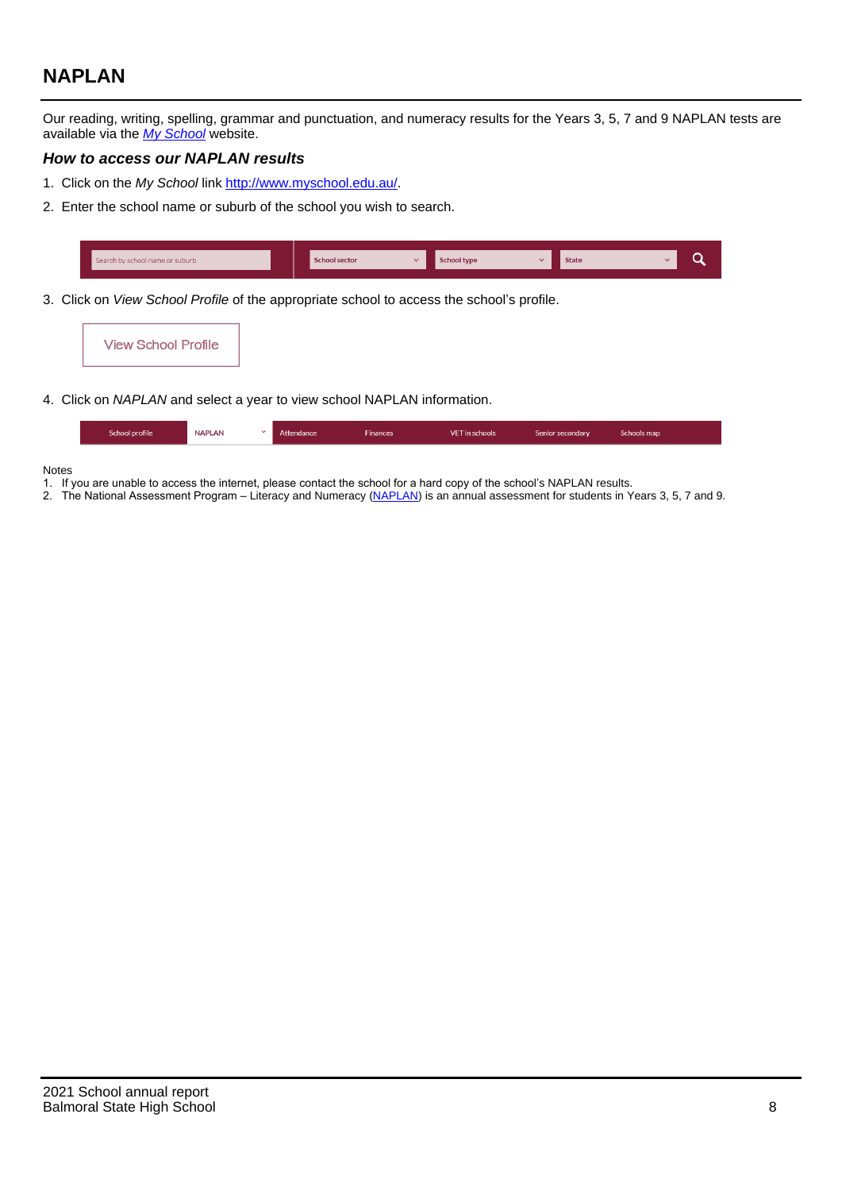## NAPLAN

Our reading, writing, spelling, grammar and punctuation, and numeracy results for the Years 3, 5, 7 and 9 NAPLAN tests are available via the *My School* website.

### *How to access our NAPLAN results*

1. Click on the *My School* link http://www.myschool.edu.au/.
2. Enter the school name or suburb of the school you wish to search.

Search by school name or suburb | School sector | School type | State

3. Click on *View School Profile* of the appropriate school to access the school's profile.

View School Profile

4. Click on *NAPLAN* and select a year to view school NAPLAN information.

School profile | NAPLAN | Attendance | Finances | VET in schools | Senior secondary | Schools map

Notes

1. If you are unable to access the internet, please contact the school for a hard copy of the school's NAPLAN results.
2. The National Assessment Program – Literacy and Numeracy (NAPLAN) is an annual assessment for students in Years 3, 5, 7 and 9.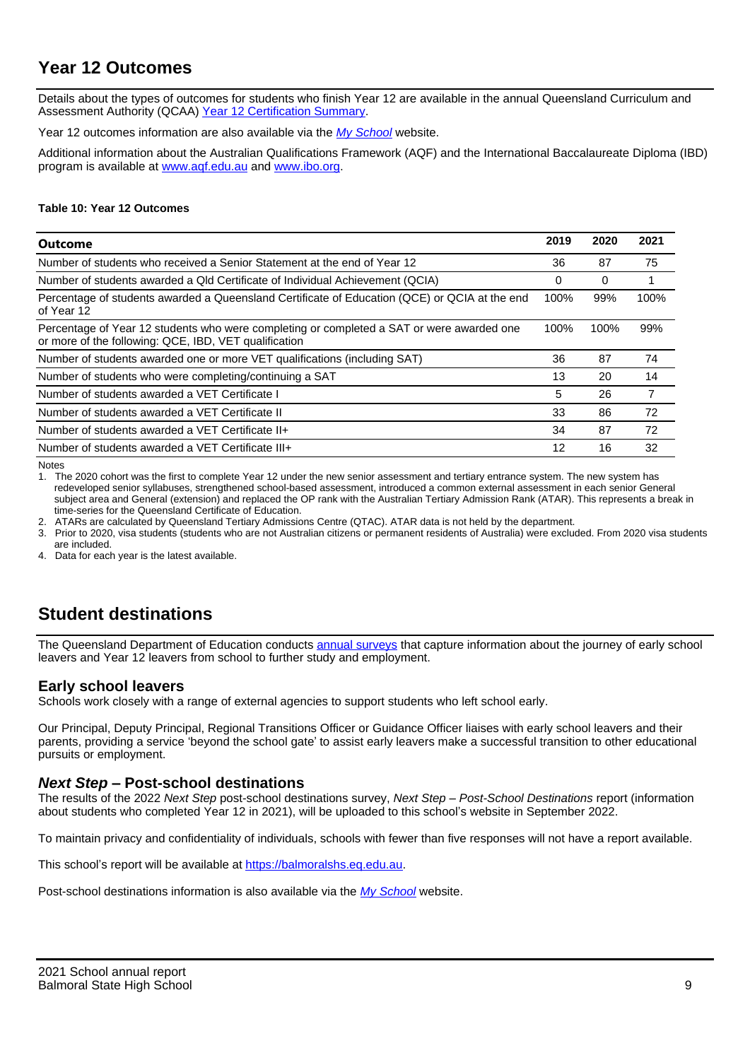## Year 12 Outcomes

Details about the types of outcomes for students who finish Year 12 are available in the annual Queensland Curriculum and Assessment Authority (QCAA) Year 12 Certification Summary.

Year 12 outcomes information are also available via the *My School* website.

Additional information about the Australian Qualifications Framework (AQF) and the International Baccalaureate Diploma (IBD) program is available at www.aqf.edu.au and www.ibo.org.

**Table 10: Year 12 Outcomes**

| Outcome | 2019 | 2020 | 2021 |
|---|---|---|---|
| Number of students who received a Senior Statement at the end of Year 12 | 36 | 87 | 75 |
| Number of students awarded a Qld Certificate of Individual Achievement (QCIA) | 0 | 0 | 1 |
| Percentage of students awarded a Queensland Certificate of Education (QCE) or QCIA at the end of Year 12 | 100% | 99% | 100% |
| Percentage of Year 12 students who were completing or completed a SAT or were awarded one or more of the following: QCE, IBD, VET qualification | 100% | 100% | 99% |
| Number of students awarded one or more VET qualifications (including SAT) | 36 | 87 | 74 |
| Number of students who were completing/continuing a SAT | 13 | 20 | 14 |
| Number of students awarded a VET Certificate I | 5 | 26 | 7 |
| Number of students awarded a VET Certificate II | 33 | 86 | 72 |
| Number of students awarded a VET Certificate II+ | 34 | 87 | 72 |
| Number of students awarded a VET Certificate III+ | 12 | 16 | 32 |

Notes

1. The 2020 cohort was the first to complete Year 12 under the new senior assessment and tertiary entrance system. The new system has redeveloped senior syllabuses, strengthened school-based assessment, introduced a common external assessment in each senior General subject area and General (extension) and replaced the OP rank with the Australian Tertiary Admission Rank (ATAR). This represents a break in time-series for the Queensland Certificate of Education.
2. ATARs are calculated by Queensland Tertiary Admissions Centre (QTAC). ATAR data is not held by the department.
3. Prior to 2020, visa students (students who are not Australian citizens or permanent residents of Australia) were excluded. From 2020 visa students are included.
4. Data for each year is the latest available.

## Student destinations

The Queensland Department of Education conducts annual surveys that capture information about the journey of early school leavers and Year 12 leavers from school to further study and employment.

### Early school leavers

Schools work closely with a range of external agencies to support students who left school early.

Our Principal, Deputy Principal, Regional Transitions Officer or Guidance Officer liaises with early school leavers and their parents, providing a service 'beyond the school gate' to assist early leavers make a successful transition to other educational pursuits or employment.

### *Next Step* – Post-school destinations

The results of the 2022 *Next Step* post-school destinations survey, *Next Step – Post-School Destinations* report (information about students who completed Year 12 in 2021), will be uploaded to this school's website in September 2022.

To maintain privacy and confidentiality of individuals, schools with fewer than five responses will not have a report available.

This school's report will be available at https://balmoralshs.eq.edu.au.

Post-school destinations information is also available via the *My School* website.